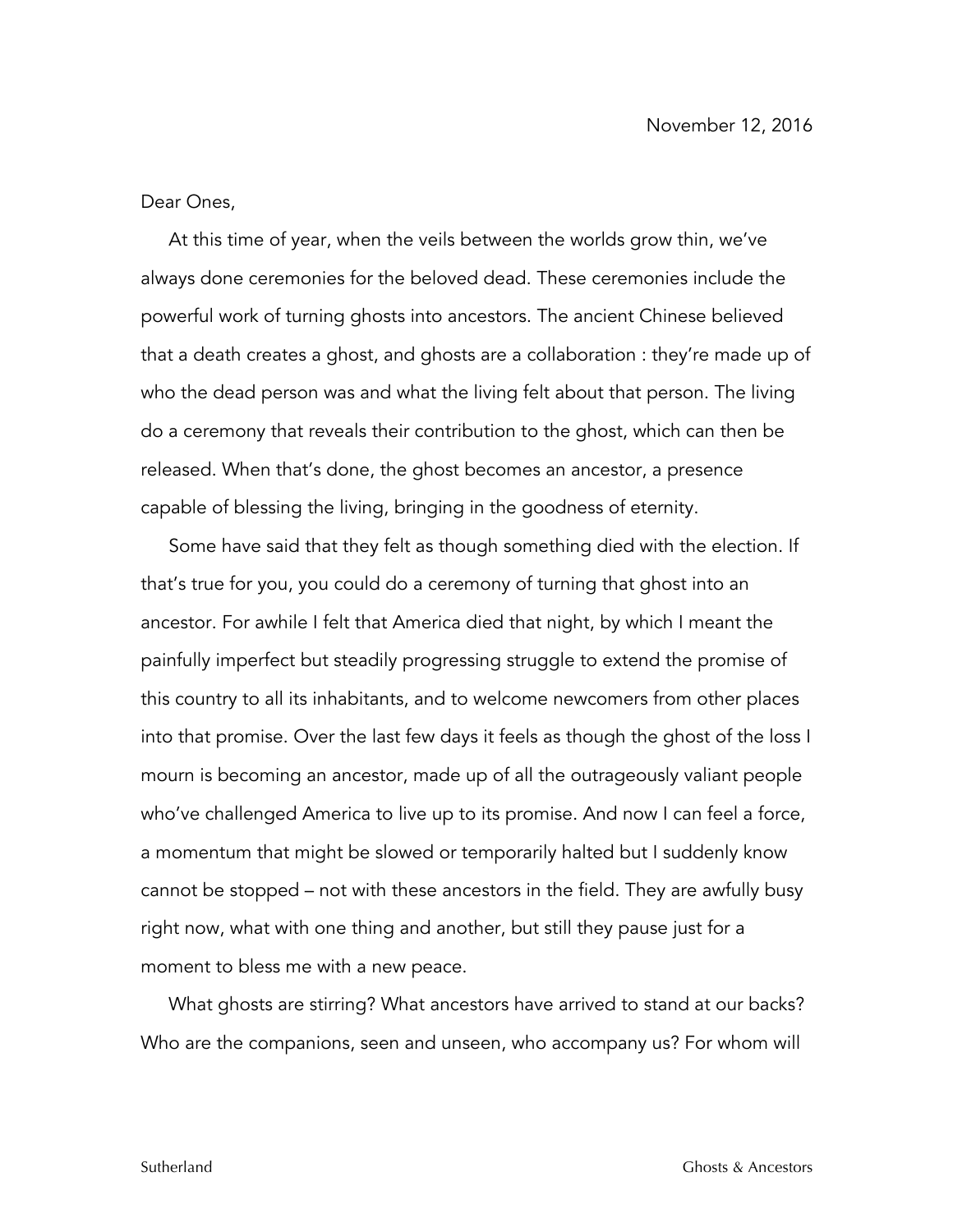November 12, 2016

Dear Ones,

At this time of year, when the veils between the worlds grow thin, we've always done ceremonies for the beloved dead. These ceremonies include the powerful work of turning ghosts into ancestors. The ancient Chinese believed that a death creates a ghost, and ghosts are a collaboration : they're made up of who the dead person was and what the living felt about that person. The living do a ceremony that reveals their contribution to the ghost, which can then be released. When that's done, the ghost becomes an ancestor, a presence capable of blessing the living, bringing in the goodness of eternity.

Some have said that they felt as though something died with the election. If that's true for you, you could do a ceremony of turning that ghost into an ancestor. For awhile I felt that America died that night, by which I meant the painfully imperfect but steadily progressing struggle to extend the promise of this country to all its inhabitants, and to welcome newcomers from other places into that promise. Over the last few days it feels as though the ghost of the loss I mourn is becoming an ancestor, made up of all the outrageously valiant people who've challenged America to live up to its promise. And now I can feel a force, a momentum that might be slowed or temporarily halted but I suddenly know cannot be stopped – not with these ancestors in the field. They are awfully busy right now, what with one thing and another, but still they pause just for a moment to bless me with a new peace.

What ghosts are stirring? What ancestors have arrived to stand at our backs? Who are the companions, seen and unseen, who accompany us? For whom will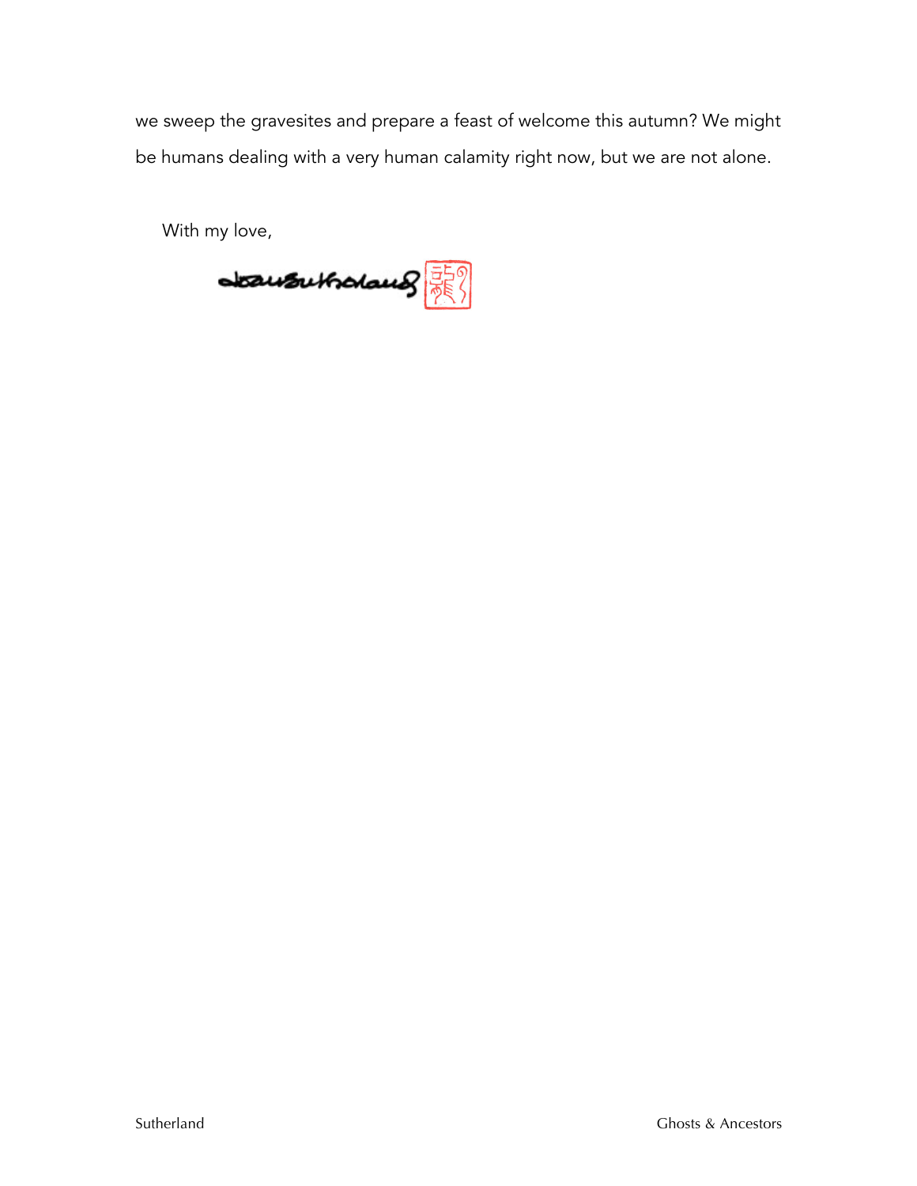we sweep the gravesites and prepare a feast of welcome this autumn? We might be humans dealing with a very human calamity right now, but we are not alone.

With my love,